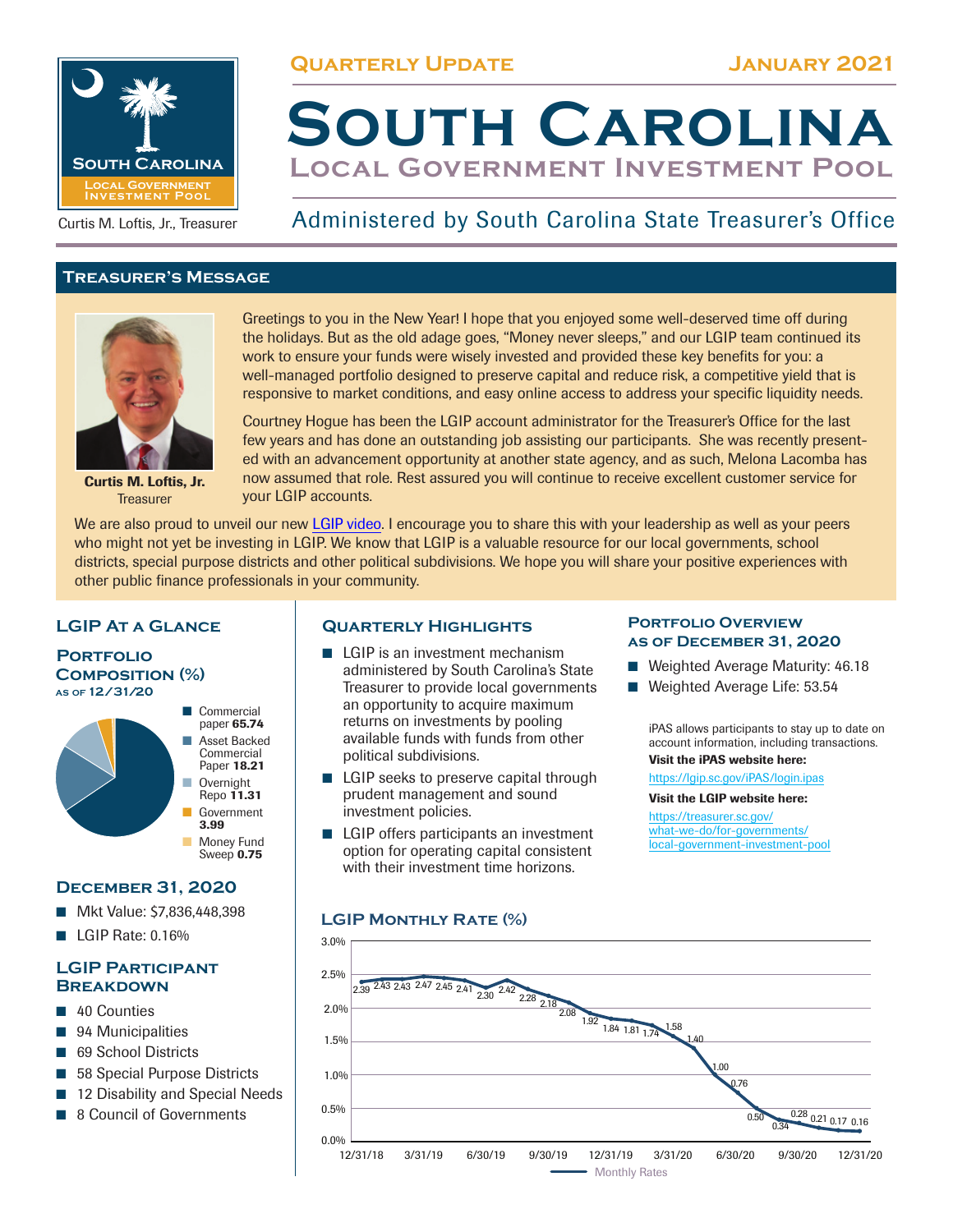Quarterly Update — January 2021

# South Carolina Local Government Investment Pool

Curtis M. Loftis, Jr., Treasurer

Administered by South Carolina State Treasurer's Office

## Treasurer's Message

**Curtis M. Loftis, Jr.**
Treasurer

Greetings to you in the New Year! I hope that you enjoyed some well-deserved time off during the holidays. But as the old adage goes, "Money never sleeps," and our LGIP team continued its work to ensure your funds were wisely invested and provided these key benefits for you: a well-managed portfolio designed to preserve capital and reduce risk, a competitive yield that is responsive to market conditions, and easy online access to address your specific liquidity needs.

Courtney Hogue has been the LGIP account administrator for the Treasurer's Office for the last few years and has done an outstanding job assisting our participants. She was recently presented with an advancement opportunity at another state agency, and as such, Melona Lacomba has now assumed that role. Rest assured you will continue to receive excellent customer service for your LGIP accounts.

We are also proud to unveil our new LGIP video. I encourage you to share this with your leadership as well as your peers who might not yet be investing in LGIP. We know that LGIP is a valuable resource for our local governments, school districts, special purpose districts and other political subdivisions. We hope you will share your positive experiences with other public finance professionals in your community.

## LGIP At a Glance

### Portfolio Composition (%)
as of 12/31/20

- Commercial paper **65.74**
- Asset Backed Commercial Paper **18.21**
- Overnight Repo **11.31**
- Government **3.99**
- Money Fund Sweep **0.75**

### December 31, 2020

- Mkt Value: $7,836,448,398
- LGIP Rate: 0.16%

### LGIP Participant Breakdown

- 40 Counties
- 94 Municipalities
- 69 School Districts
- 58 Special Purpose Districts
- 12 Disability and Special Needs
- 8 Council of Governments

## Quarterly Highlights

- LGIP is an investment mechanism administered by South Carolina's State Treasurer to provide local governments an opportunity to acquire maximum returns on investments by pooling available funds with funds from other political subdivisions.
- LGIP seeks to preserve capital through prudent management and sound investment policies.
- LGIP offers participants an investment option for operating capital consistent with their investment time horizons.

## Portfolio Overview as of December 31, 2020

- Weighted Average Maturity: 46.18
- Weighted Average Life: 53.54

iPAS allows participants to stay up to date on account information, including transactions.

**Visit the iPAS website here:**
https://lgip.sc.gov/iPAS/login.ipas

**Visit the LGIP website here:**
https://treasurer.sc.gov/what-we-do/for-governments/local-government-investment-pool

## LGIP Monthly Rate (%)

Monthly Rates (12/31/18 – 12/31/20): 2.39, 2.43, 2.43, 2.47, 2.45, 2.41, 2.30, 2.42, 2.28, 2.18, 2.08, 1.92, 1.84, 1.81, 1.74, 1.58, 1.40, 1.00, 0.76, 0.50, 0.34, 0.28, 0.21, 0.17, 0.16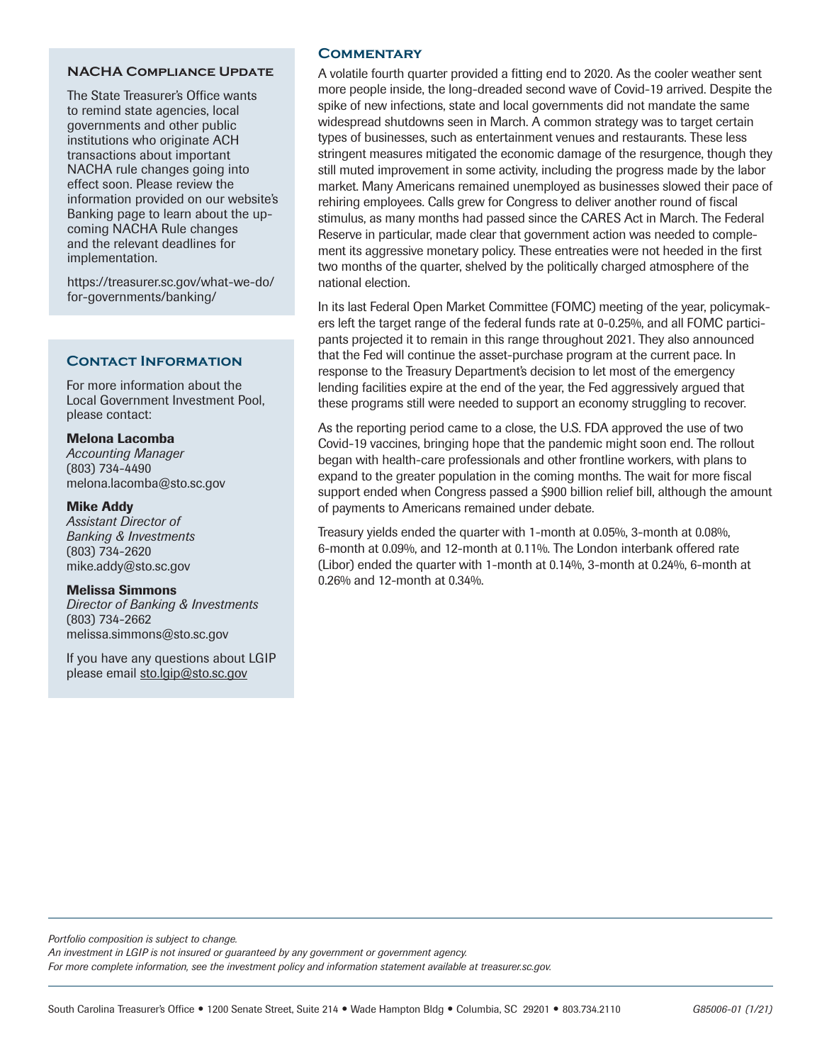## NACHA Compliance Update

The State Treasurer's Office wants to remind state agencies, local governments and other public institutions who originate ACH transactions about important NACHA rule changes going into effect soon. Please review the information provided on our website's Banking page to learn about the upcoming NACHA Rule changes and the relevant deadlines for implementation.

https://treasurer.sc.gov/what-we-do/for-governments/banking/

## Contact Information

For more information about the Local Government Investment Pool, please contact:

**Melona Lacomba**
*Accounting Manager*
(803) 734-4490
melona.lacomba@sto.sc.gov

**Mike Addy**
*Assistant Director of Banking & Investments*
(803) 734-2620
mike.addy@sto.sc.gov

**Melissa Simmons**
*Director of Banking & Investments*
(803) 734-2662
melissa.simmons@sto.sc.gov

If you have any questions about LGIP please email sto.lgip@sto.sc.gov

## Commentary

A volatile fourth quarter provided a fitting end to 2020. As the cooler weather sent more people inside, the long-dreaded second wave of Covid-19 arrived. Despite the spike of new infections, state and local governments did not mandate the same widespread shutdowns seen in March. A common strategy was to target certain types of businesses, such as entertainment venues and restaurants. These less stringent measures mitigated the economic damage of the resurgence, though they still muted improvement in some activity, including the progress made by the labor market. Many Americans remained unemployed as businesses slowed their pace of rehiring employees. Calls grew for Congress to deliver another round of fiscal stimulus, as many months had passed since the CARES Act in March. The Federal Reserve in particular, made clear that government action was needed to complement its aggressive monetary policy. These entreaties were not heeded in the first two months of the quarter, shelved by the politically charged atmosphere of the national election.

In its last Federal Open Market Committee (FOMC) meeting of the year, policymakers left the target range of the federal funds rate at 0-0.25%, and all FOMC participants projected it to remain in this range throughout 2021. They also announced that the Fed will continue the asset-purchase program at the current pace. In response to the Treasury Department's decision to let most of the emergency lending facilities expire at the end of the year, the Fed aggressively argued that these programs still were needed to support an economy struggling to recover.

As the reporting period came to a close, the U.S. FDA approved the use of two Covid-19 vaccines, bringing hope that the pandemic might soon end. The rollout began with health-care professionals and other frontline workers, with plans to expand to the greater population in the coming months. The wait for more fiscal support ended when Congress passed a $900 billion relief bill, although the amount of payments to Americans remained under debate.

Treasury yields ended the quarter with 1-month at 0.05%, 3-month at 0.08%, 6-month at 0.09%, and 12-month at 0.11%. The London interbank offered rate (Libor) ended the quarter with 1-month at 0.14%, 3-month at 0.24%, 6-month at 0.26% and 12-month at 0.34%.

*Portfolio composition is subject to change.*
*An investment in LGIP is not insured or guaranteed by any government or government agency.*
*For more complete information, see the investment policy and information statement available at treasurer.sc.gov.*

South Carolina Treasurer's Office • 1200 Senate Street, Suite 214 • Wade Hampton Bldg • Columbia, SC 29201 • 803.734.2110 *G85006-01 (1/21)*